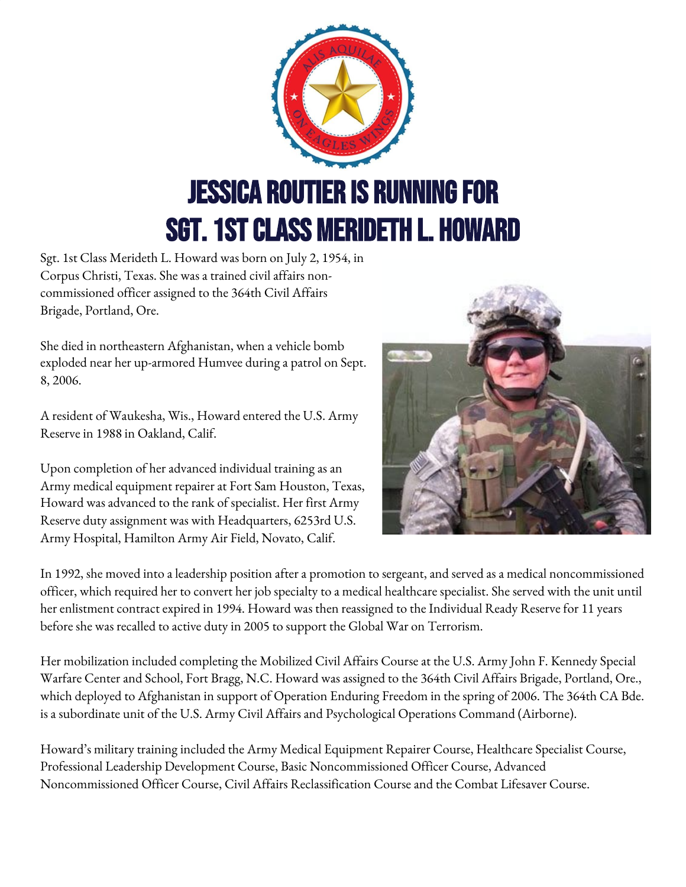# JESSICA ROUTIER IS RUNNING FOR SGT. 1ST CLASS MERIDETH L. HOWARD

Sgt. 1st Class Merideth L. Howard was born on July 2, 1954, in Corpus Christi, Texas. She was a trained civil affairs non-commissioned officer assigned to the 364th Civil Affairs Brigade, Portland, Ore.

She died in northeastern Afghanistan, when a vehicle bomb exploded near her up-armored Humvee during a patrol on Sept. 8, 2006.

A resident of Waukesha, Wis., Howard entered the U.S. Army Reserve in 1988 in Oakland, Calif.

Upon completion of her advanced individual training as an Army medical equipment repairer at Fort Sam Houston, Texas, Howard was advanced to the rank of specialist. Her first Army Reserve duty assignment was with Headquarters, 6253rd U.S. Army Hospital, Hamilton Army Air Field, Novato, Calif.

In 1992, she moved into a leadership position after a promotion to sergeant, and served as a medical noncommissioned officer, which required her to convert her job specialty to a medical healthcare specialist. She served with the unit until her enlistment contract expired in 1994. Howard was then reassigned to the Individual Ready Reserve for 11 years before she was recalled to active duty in 2005 to support the Global War on Terrorism.

Her mobilization included completing the Mobilized Civil Affairs Course at the U.S. Army John F. Kennedy Special Warfare Center and School, Fort Bragg, N.C. Howard was assigned to the 364th Civil Affairs Brigade, Portland, Ore., which deployed to Afghanistan in support of Operation Enduring Freedom in the spring of 2006. The 364th CA Bde. is a subordinate unit of the U.S. Army Civil Affairs and Psychological Operations Command (Airborne).

Howard's military training included the Army Medical Equipment Repairer Course, Healthcare Specialist Course, Professional Leadership Development Course, Basic Noncommissioned Officer Course, Advanced Noncommissioned Officer Course, Civil Affairs Reclassification Course and the Combat Lifesaver Course.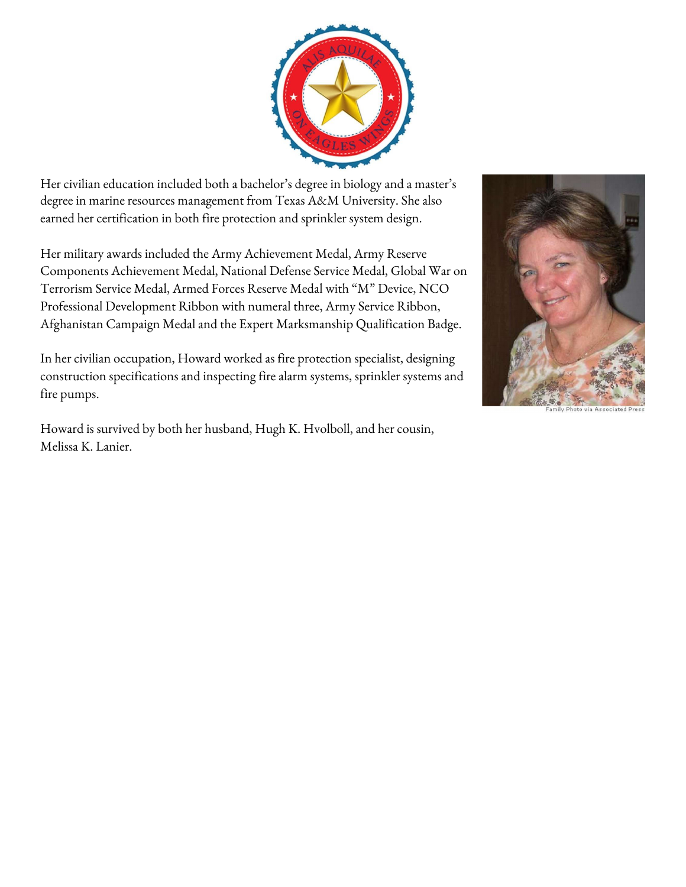Her civilian education included both a bachelor's degree in biology and a master's degree in marine resources management from Texas A&M University. She also earned her certification in both fire protection and sprinkler system design.

Her military awards included the Army Achievement Medal, Army Reserve Components Achievement Medal, National Defense Service Medal, Global War on Terrorism Service Medal, Armed Forces Reserve Medal with "M" Device, NCO Professional Development Ribbon with numeral three, Army Service Ribbon, Afghanistan Campaign Medal and the Expert Marksmanship Qualification Badge.

In her civilian occupation, Howard worked as fire protection specialist, designing construction specifications and inspecting fire alarm systems, sprinkler systems and fire pumps.

Howard is survived by both her husband, Hugh K. Hvolboll, and her cousin, Melissa K. Lanier.

Family Photo via Associated Press